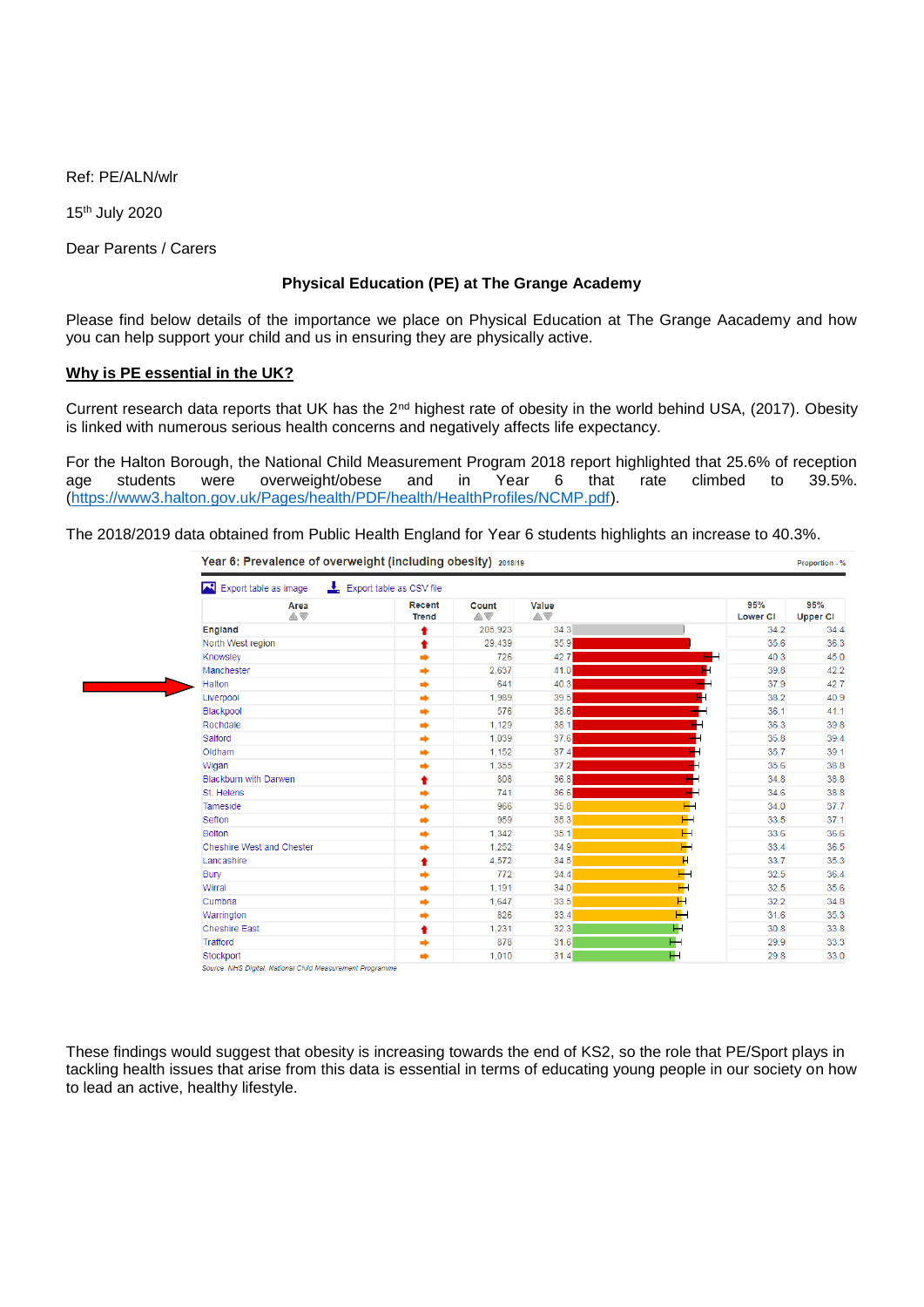Ref: PE/ALN/wlr

15th July 2020

Dear Parents / Carers

**Physical Education (PE) at The Grange Academy**

Please find below details of the importance we place on Physical Education at The Grange Aacademy and how you can help support your child and us in ensuring they are physically active.

**Why is PE essential in the UK?**

Current research data reports that UK has the 2nd highest rate of obesity in the world behind USA, (2017). Obesity is linked with numerous serious health concerns and negatively affects life expectancy.

For the Halton Borough, the National Child Measurement Program 2018 report highlighted that 25.6% of reception age students were overweight/obese and in Year 6 that rate climbed to 39.5%. (https://www3.halton.gov.uk/Pages/health/PDF/health/HealthProfiles/NCMP.pdf).

The 2018/2019 data obtained from Public Health England for Year 6 students highlights an increase to 40.3%.

**Year 6: Prevalence of overweight (including obesity)** 2018/19 — Proportion - %

| Area | Recent Trend | Count | Value | 95% Lower CI | 95% Upper CI |
|---|---|---|---|---|---|
| England | ↑ | 205,923 | 34.3 | 34.2 | 34.4 |
| North West region | ↑ | 29,439 | 35.9 | 35.6 | 36.3 |
| Knowsley | → | 726 | 42.7 | 40.3 | 45.0 |
| Manchester | → | 2,637 | 41.0 | 39.8 | 42.2 |
| Halton | → | 641 | 40.3 | 37.9 | 42.7 |
| Liverpool | → | 1,989 | 39.5 | 38.2 | 40.9 |
| Blackpool | → | 576 | 38.6 | 36.1 | 41.1 |
| Rochdale | → | 1,129 | 38.1 | 36.3 | 39.8 |
| Salford | → | 1,039 | 37.6 | 35.8 | 39.4 |
| Oldham | → | 1,152 | 37.4 | 35.7 | 39.1 |
| Wigan | → | 1,355 | 37.2 | 35.6 | 38.8 |
| Blackburn with Darwen | ↑ | 808 | 36.8 | 34.8 | 38.8 |
| St. Helens | → | 741 | 36.6 | 34.6 | 38.8 |
| Tameside | → | 966 | 35.8 | 34.0 | 37.7 |
| Sefton | → | 959 | 35.3 | 33.5 | 37.1 |
| Bolton | → | 1,342 | 35.1 | 33.6 | 36.6 |
| Cheshire West and Chester | → | 1,252 | 34.9 | 33.4 | 36.5 |
| Lancashire | ↑ | 4,572 | 34.5 | 33.7 | 35.3 |
| Bury | → | 772 | 34.4 | 32.5 | 36.4 |
| Wirral | → | 1,191 | 34.0 | 32.5 | 35.6 |
| Cumbria | → | 1,647 | 33.5 | 32.2 | 34.8 |
| Warrington | → | 826 | 33.4 | 31.6 | 35.3 |
| Cheshire East | ↑ | 1,231 | 32.3 | 30.8 | 33.8 |
| Trafford | → | 878 | 31.6 | 29.9 | 33.3 |
| Stockport | → | 1,010 | 31.4 | 29.8 | 33.0 |

*Source: NHS Digital, National Child Measurement Programme*

These findings would suggest that obesity is increasing towards the end of KS2, so the role that PE/Sport plays in tackling health issues that arise from this data is essential in terms of educating young people in our society on how to lead an active, healthy lifestyle.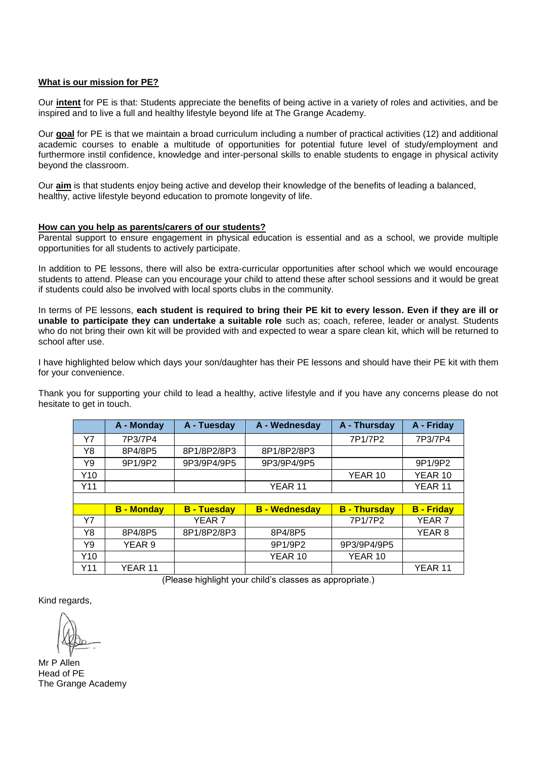**What is our mission for PE?**

Our **intent** for PE is that: Students appreciate the benefits of being active in a variety of roles and activities, and be inspired and to live a full and healthy lifestyle beyond life at The Grange Academy.

Our **goal** for PE is that we maintain a broad curriculum including a number of practical activities (12) and additional academic courses to enable a multitude of opportunities for potential future level of study/employment and furthermore instil confidence, knowledge and inter-personal skills to enable students to engage in physical activity beyond the classroom.

Our **aim** is that students enjoy being active and develop their knowledge of the benefits of leading a balanced, healthy, active lifestyle beyond education to promote longevity of life.

**How can you help as parents/carers of our students?**

Parental support to ensure engagement in physical education is essential and as a school, we provide multiple opportunities for all students to actively participate.

In addition to PE lessons, there will also be extra-curricular opportunities after school which we would encourage students to attend. Please can you encourage your child to attend these after school sessions and it would be great if students could also be involved with local sports clubs in the community.

In terms of PE lessons, **each student is required to bring their PE kit to every lesson. Even if they are ill or unable to participate they can undertake a suitable role** such as; coach, referee, leader or analyst. Students who do not bring their own kit will be provided with and expected to wear a spare clean kit, which will be returned to school after use.

I have highlighted below which days your son/daughter has their PE lessons and should have their PE kit with them for your convenience.

Thank you for supporting your child to lead a healthy, active lifestyle and if you have any concerns please do not hesitate to get in touch.

| | **A - Monday** | **A - Tuesday** | **A - Wednesday** | **A - Thursday** | **A - Friday** |
|---|---|---|---|---|---|
| Y7 | 7P3/7P4 | | | 7P1/7P2 | 7P3/7P4 |
| Y8 | 8P4/8P5 | 8P1/8P2/8P3 | 8P1/8P2/8P3 | | |
| Y9 | 9P1/9P2 | 9P3/9P4/9P5 | 9P3/9P4/9P5 | | 9P1/9P2 |
| Y10 | | | | YEAR 10 | YEAR 10 |
| Y11 | | | YEAR 11 | | YEAR 11 |
| | | | | | |
| | **B - Monday** | **B - Tuesday** | **B - Wednesday** | **B - Thursday** | **B - Friday** |
| Y7 | | YEAR 7 | | 7P1/7P2 | YEAR 7 |
| Y8 | 8P4/8P5 | 8P1/8P2/8P3 | 8P4/8P5 | | YEAR 8 |
| Y9 | YEAR 9 | | 9P1/9P2 | 9P3/9P4/9P5 | |
| Y10 | | | YEAR 10 | YEAR 10 | |
| Y11 | YEAR 11 | | | | YEAR 11 |

(Please highlight your child's classes as appropriate.)

Kind regards,

Mr P Allen
Head of PE
The Grange Academy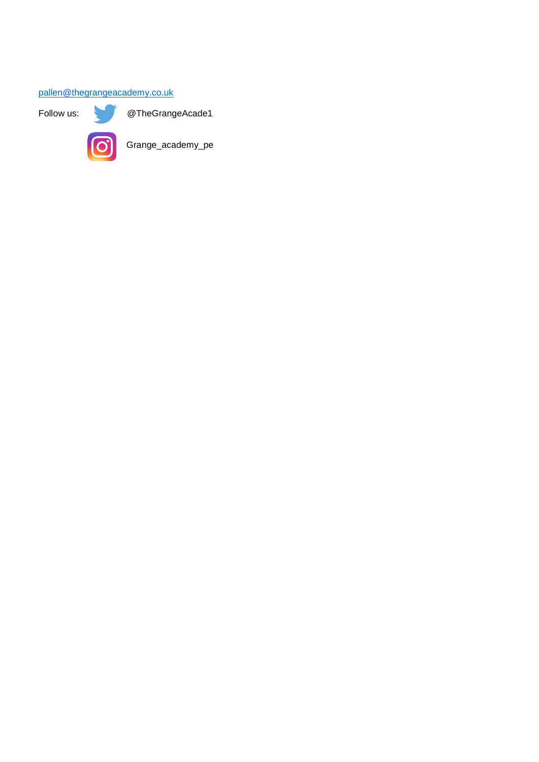pallen@thegrangeacademy.co.uk

Follow us: @TheGrangeAcade1

Grange_academy_pe